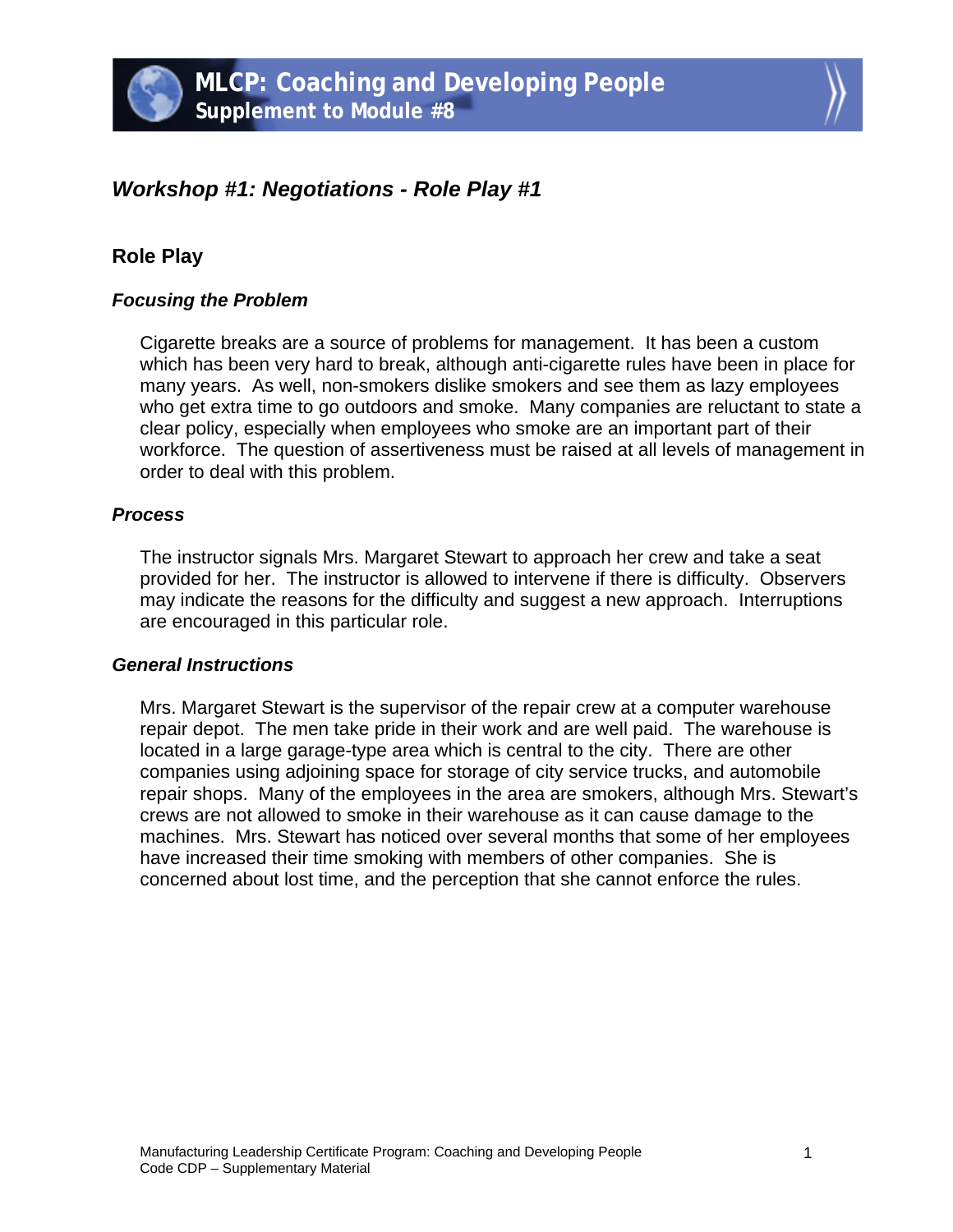# MLCP: Coaching and Developing People
## Supplement to Module #8

## *Workshop #1: Negotiations - Role Play #1*

### Role Play

#### *Focusing the Problem*

Cigarette breaks are a source of problems for management. It has been a custom which has been very hard to break, although anti-cigarette rules have been in place for many years. As well, non-smokers dislike smokers and see them as lazy employees who get extra time to go outdoors and smoke. Many companies are reluctant to state a clear policy, especially when employees who smoke are an important part of their workforce. The question of assertiveness must be raised at all levels of management in order to deal with this problem.

#### *Process*

The instructor signals Mrs. Margaret Stewart to approach her crew and take a seat provided for her. The instructor is allowed to intervene if there is difficulty. Observers may indicate the reasons for the difficulty and suggest a new approach. Interruptions are encouraged in this particular role.

#### *General Instructions*

Mrs. Margaret Stewart is the supervisor of the repair crew at a computer warehouse repair depot. The men take pride in their work and are well paid. The warehouse is located in a large garage-type area which is central to the city. There are other companies using adjoining space for storage of city service trucks, and automobile repair shops. Many of the employees in the area are smokers, although Mrs. Stewart's crews are not allowed to smoke in their warehouse as it can cause damage to the machines. Mrs. Stewart has noticed over several months that some of her employees have increased their time smoking with members of other companies. She is concerned about lost time, and the perception that she cannot enforce the rules.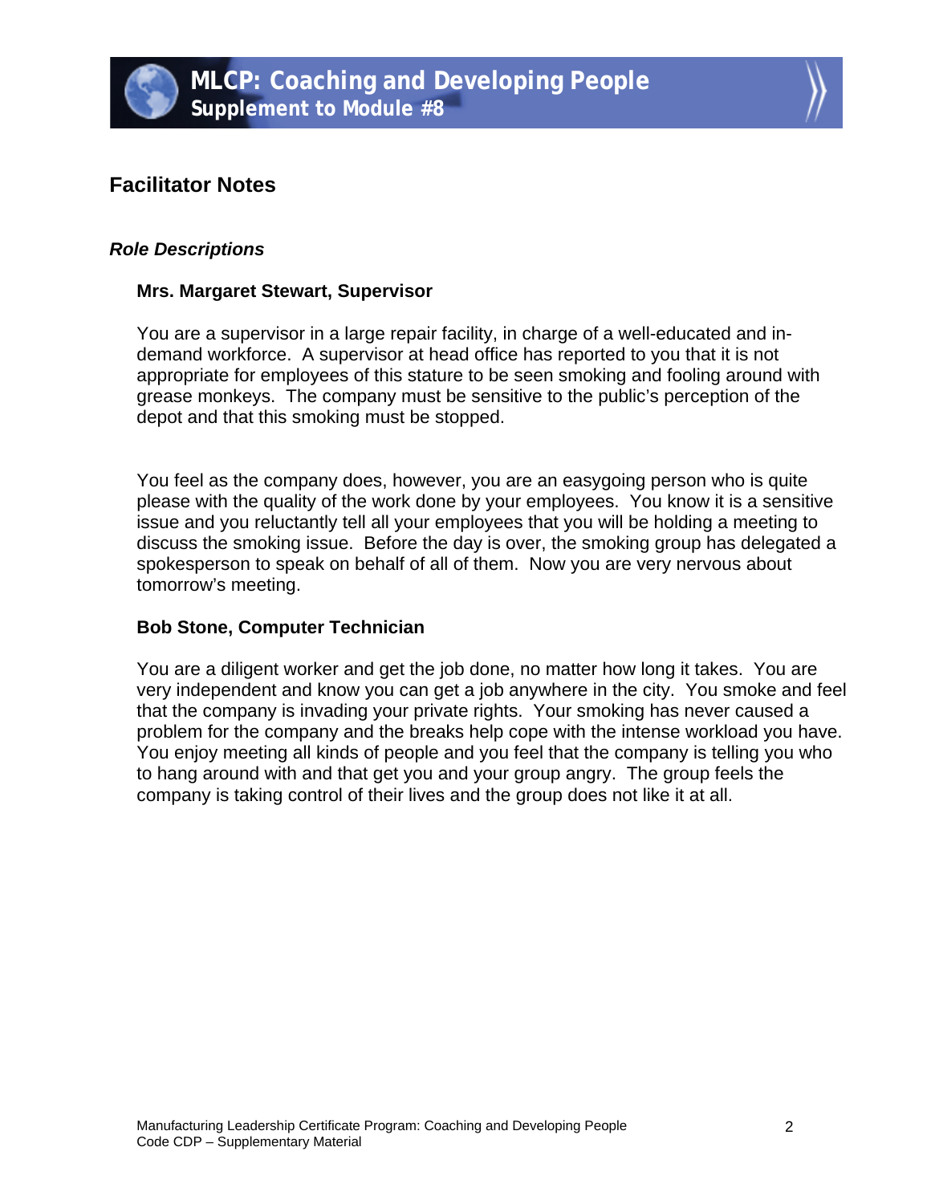# MLCP: Coaching and Developing People
## Supplement to Module #8

## Facilitator Notes

### *Role Descriptions*

**Mrs. Margaret Stewart, Supervisor**

You are a supervisor in a large repair facility, in charge of a well-educated and in-demand workforce. A supervisor at head office has reported to you that it is not appropriate for employees of this stature to be seen smoking and fooling around with grease monkeys. The company must be sensitive to the public's perception of the depot and that this smoking must be stopped.

You feel as the company does, however, you are an easygoing person who is quite please with the quality of the work done by your employees. You know it is a sensitive issue and you reluctantly tell all your employees that you will be holding a meeting to discuss the smoking issue. Before the day is over, the smoking group has delegated a spokesperson to speak on behalf of all of them. Now you are very nervous about tomorrow's meeting.

**Bob Stone, Computer Technician**

You are a diligent worker and get the job done, no matter how long it takes. You are very independent and know you can get a job anywhere in the city. You smoke and feel that the company is invading your private rights. Your smoking has never caused a problem for the company and the breaks help cope with the intense workload you have. You enjoy meeting all kinds of people and you feel that the company is telling you who to hang around with and that get you and your group angry. The group feels the company is taking control of their lives and the group does not like it at all.